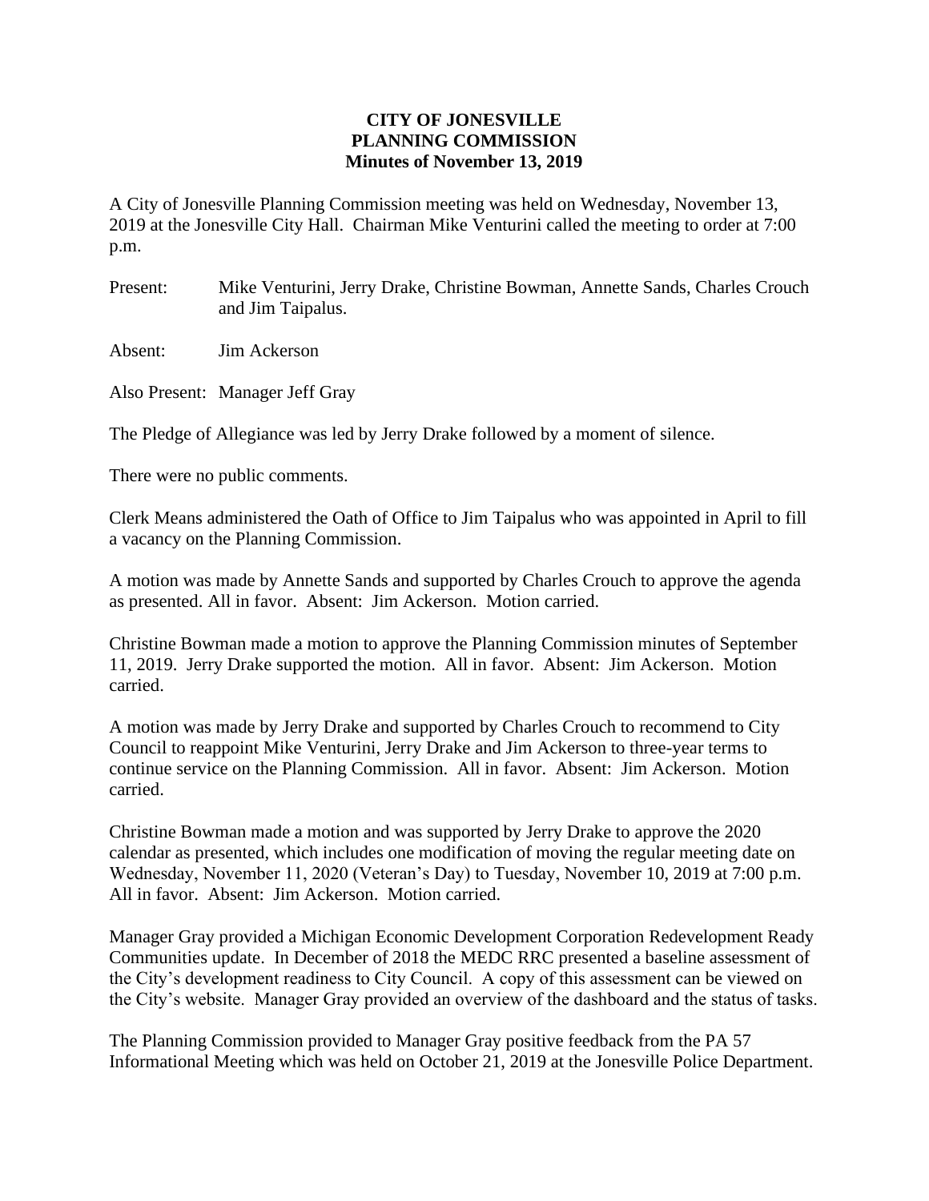**CITY OF JONESVILLE**
**PLANNING COMMISSION**
**Minutes of November 13, 2019**

A City of Jonesville Planning Commission meeting was held on Wednesday, November 13, 2019 at the Jonesville City Hall. Chairman Mike Venturini called the meeting to order at 7:00 p.m.

Present: Mike Venturini, Jerry Drake, Christine Bowman, Annette Sands, Charles Crouch and Jim Taipalus.

Absent: Jim Ackerson

Also Present: Manager Jeff Gray

The Pledge of Allegiance was led by Jerry Drake followed by a moment of silence.

There were no public comments.

Clerk Means administered the Oath of Office to Jim Taipalus who was appointed in April to fill a vacancy on the Planning Commission.

A motion was made by Annette Sands and supported by Charles Crouch to approve the agenda as presented. All in favor. Absent: Jim Ackerson. Motion carried.

Christine Bowman made a motion to approve the Planning Commission minutes of September 11, 2019. Jerry Drake supported the motion. All in favor. Absent: Jim Ackerson. Motion carried.

A motion was made by Jerry Drake and supported by Charles Crouch to recommend to City Council to reappoint Mike Venturini, Jerry Drake and Jim Ackerson to three-year terms to continue service on the Planning Commission. All in favor. Absent: Jim Ackerson. Motion carried.

Christine Bowman made a motion and was supported by Jerry Drake to approve the 2020 calendar as presented, which includes one modification of moving the regular meeting date on Wednesday, November 11, 2020 (Veteran's Day) to Tuesday, November 10, 2019 at 7:00 p.m. All in favor. Absent: Jim Ackerson. Motion carried.

Manager Gray provided a Michigan Economic Development Corporation Redevelopment Ready Communities update. In December of 2018 the MEDC RRC presented a baseline assessment of the City's development readiness to City Council. A copy of this assessment can be viewed on the City's website. Manager Gray provided an overview of the dashboard and the status of tasks.

The Planning Commission provided to Manager Gray positive feedback from the PA 57 Informational Meeting which was held on October 21, 2019 at the Jonesville Police Department.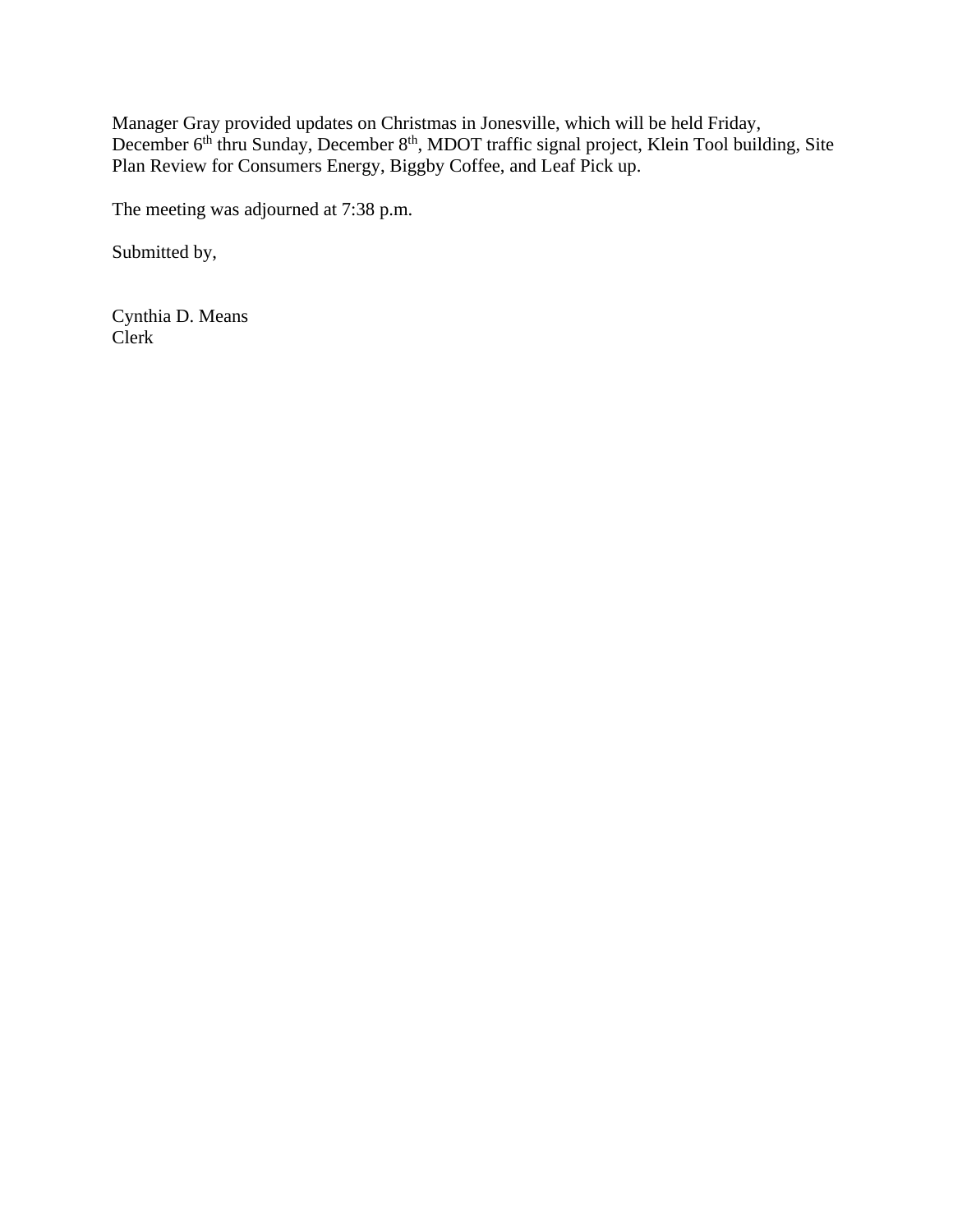Manager Gray provided updates on Christmas in Jonesville, which will be held Friday, December 6th thru Sunday, December 8th, MDOT traffic signal project, Klein Tool building, Site Plan Review for Consumers Energy, Biggby Coffee, and Leaf Pick up.

The meeting was adjourned at 7:38 p.m.

Submitted by,

Cynthia D. Means
Clerk